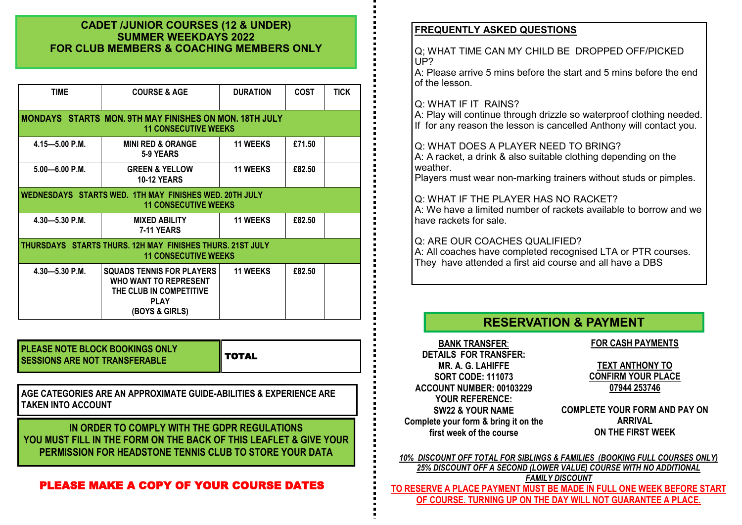## CADET /JUNIOR COURSES (12 & UNDER)
## SUMMER WEEKDAYS 2022
## FOR CLUB MEMBERS & COACHING MEMBERS ONLY

| TIME | COURSE & AGE | DURATION | COST | TICK |
|---|---|---|---|---|
| **MONDAYS STARTS MON. 9TH MAY FINISHES ON MON. 18TH JULY 11 CONSECUTIVE WEEKS** | | | | |
| 4.15—5.00 P.M. | MINI RED & ORANGE 5-9 YEARS | 11 WEEKS | £71.50 | |
| 5.00—6.00 P.M. | GREEN & YELLOW 10-12 YEARS | 11 WEEKS | £82.50 | |
| **WEDNESDAYS STARTS WED. 1TH MAY FINISHES WED. 20TH JULY 11 CONSECUTIVE WEEKS** | | | | |
| 4.30—5.30 P.M. | MIXED ABILITY 7-11 YEARS | 11 WEEKS | £82.50 | |
| **THURSDAYS STARTS THURS. 12H MAY FINISHES THURS. 21ST JULY 11 CONSECUTIVE WEEKS** | | | | |
| 4.30—5.30 P.M. | SQUADS TENNIS FOR PLAYERS WHO WANT TO REPRESENT THE CLUB IN COMPETITIVE PLAY (BOYS & GIRLS) | 11 WEEKS | £82.50 | |

| PLEASE NOTE BLOCK BOOKINGS ONLY SESSIONS ARE NOT TRANSFERABLE | TOTAL |
|---|---|

AGE CATEGORIES ARE AN APPROXIMATE GUIDE-ABILITIES & EXPERIENCE ARE TAKEN INTO ACCOUNT

**IN ORDER TO COMPLY WITH THE GDPR REGULATIONS YOU MUST FILL IN THE FORM ON THE BACK OF THIS LEAFLET & GIVE YOUR PERMISSION FOR HEADSTONE TENNIS CLUB TO STORE YOUR DATA**

**PLEASE MAKE A COPY OF YOUR COURSE DATES**

## FREQUENTLY ASKED QUESTIONS

Q; WHAT TIME CAN MY CHILD BE DROPPED OFF/PICKED UP?
A: Please arrive 5 mins before the start and 5 mins before the end of the lesson.

Q: WHAT IF IT RAINS?
A: Play will continue through drizzle so waterproof clothing needed. If for any reason the lesson is cancelled Anthony will contact you.

Q: WHAT DOES A PLAYER NEED TO BRING?
A: A racket, a drink & also suitable clothing depending on the weather.
Players must wear non-marking trainers without studs or pimples.

Q: WHAT IF THE PLAYER HAS NO RACKET?
A: We have a limited number of rackets available to borrow and we have rackets for sale.

Q: ARE OUR COACHES QUALIFIED?
A: All coaches have completed recognised LTA or PTR courses. They have attended a first aid course and all have a DBS

## RESERVATION & PAYMENT

**BANK TRANSFER:**
**DETAILS FOR TRANSFER:**
**MR. A. G. LAHIFFE**
**SORT CODE: 111073**
**ACCOUNT NUMBER: 00103229**
**YOUR REFERENCE:**
**SW22 & YOUR NAME**
**Complete your form & bring it on the first week of the course**

**FOR CASH PAYMENTS**

**TEXT ANTHONY TO CONFIRM YOUR PLACE 07944 253746**

**COMPLETE YOUR FORM AND PAY ON ARRIVAL ON THE FIRST WEEK**

*10% DISCOUNT OFF TOTAL FOR SIBLINGS & FAMILIES (BOOKING FULL COURSES ONLY)*
*25% DISCOUNT OFF A SECOND (LOWER VALUE) COURSE WITH NO ADDITIONAL FAMILY DISCOUNT*

**TO RESERVE A PLACE PAYMENT MUST BE MADE IN FULL ONE WEEK BEFORE START OF COURSE. TURNING UP ON THE DAY WILL NOT GUARANTEE A PLACE.**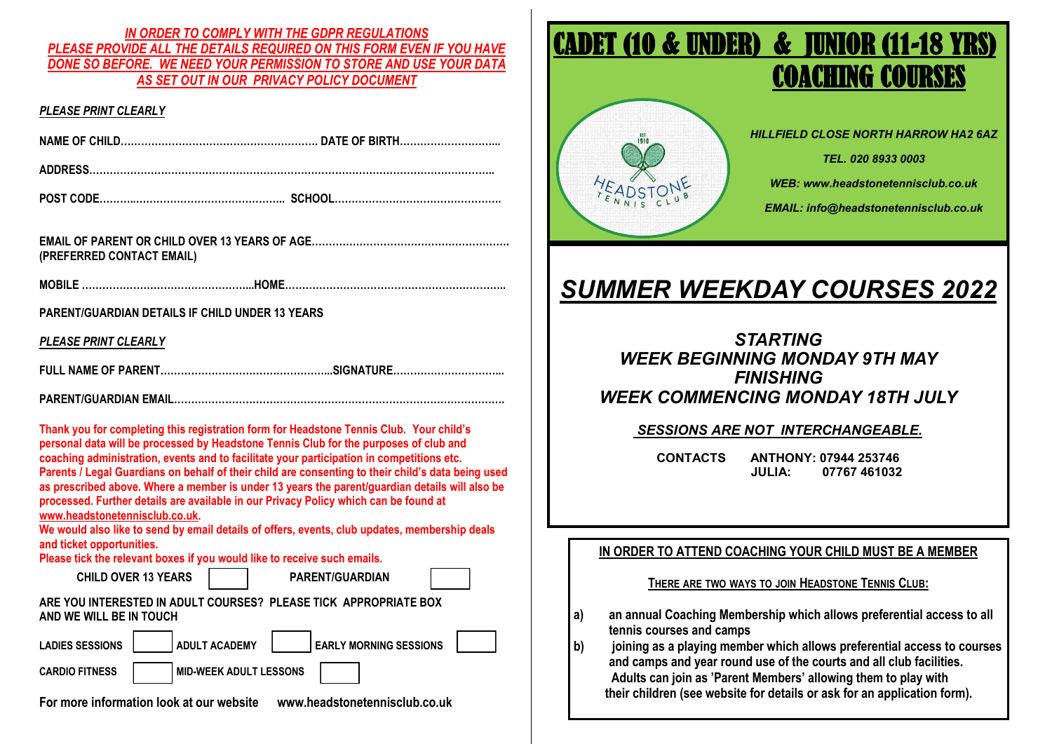***IN ORDER TO COMPLY WITH THE GDPR REGULATIONS***
***PLEASE PROVIDE ALL THE DETAILS REQUIRED ON THIS FORM EVEN IF YOU HAVE DONE SO BEFORE. WE NEED YOUR PERMISSION TO STORE AND USE YOUR DATA AS SET OUT IN OUR PRIVACY POLICY DOCUMENT***

***PLEASE PRINT CLEARLY***

**NAME OF CHILD………………………………………………… DATE OF BIRTH………………………..**

**ADDRESS…………………………………………………………………………………………………..**

**POST CODE…………………………………………….. SCHOOL…………………………………………**

**EMAIL OF PARENT OR CHILD OVER 13 YEARS OF AGE…………………………………………………**
**(PREFERRED CONTACT EMAIL)**

**MOBILE …………………………………………...HOME……………………………………………………..**

**PARENT/GUARDIAN DETAILS IF CHILD UNDER 13 YEARS**

***PLEASE PRINT CLEARLY***

**FULL NAME OF PARENT…………………………………………...SIGNATURE…………………………..**

**PARENT/GUARDIAN EMAIL……………………………………………………………………………………**

**Thank you for completing this registration form for Headstone Tennis Club. Your child's personal data will be processed by Headstone Tennis Club for the purposes of club and coaching administration, events and to facilitate your participation in competitions etc. Parents / Legal Guardians on behalf of their child are consenting to their child's data being used as prescribed above. Where a member is under 13 years the parent/guardian details will also be processed. Further details are available in our Privacy Policy which can be found at www.headstonetennisclub.co.uk.**
**We would also like to send by email details of offers, events, club updates, membership deals and ticket opportunities.**
**Please tick the relevant boxes if you would like to receive such emails.**

**CHILD OVER 13 YEARS** ☐ **PARENT/GUARDIAN** ☐

**ARE YOU INTERESTED IN ADULT COURSES? PLEASE TICK APPROPRIATE BOX AND WE WILL BE IN TOUCH**

**LADIES SESSIONS** ☐ **ADULT ACADEMY** ☐ **EARLY MORNING SESSIONS** ☐

**CARDIO FITNESS** ☐ **MID-WEEK ADULT LESSONS** ☐

**For more information look at our website www.headstonetennisclub.co.uk**

# CADET (10 & UNDER) & JUNIOR (11-18 YRS) COACHING COURSES

EST. 1910
HEADSTONE TENNIS CLUB

***HILLFIELD CLOSE NORTH HARROW HA2 6AZ***

***TEL. 020 8933 0003***

***WEB: www.headstonetennisclub.co.uk***

***EMAIL: info@headstonetennisclub.co.uk***

## *SUMMER WEEKDAY COURSES 2022*

***STARTING***
***WEEK BEGINNING MONDAY 9TH MAY***
***FINISHING***
***WEEK COMMENCING MONDAY 18TH JULY***

***SESSIONS ARE NOT INTERCHANGEABLE.***

**CONTACTS ANTHONY: 07944 253746**
**JULIA: 07767 461032**

**IN ORDER TO ATTEND COACHING YOUR CHILD MUST BE A MEMBER**

**THERE ARE TWO WAYS TO JOIN HEADSTONE TENNIS CLUB:**

**a)** **an annual Coaching Membership which allows preferential access to all tennis courses and camps**
**b)** **joining as a playing member which allows preferential access to courses and camps and year round use of the courts and all club facilities. Adults can join as 'Parent Members' allowing them to play with their children (see website for details or ask for an application form).**